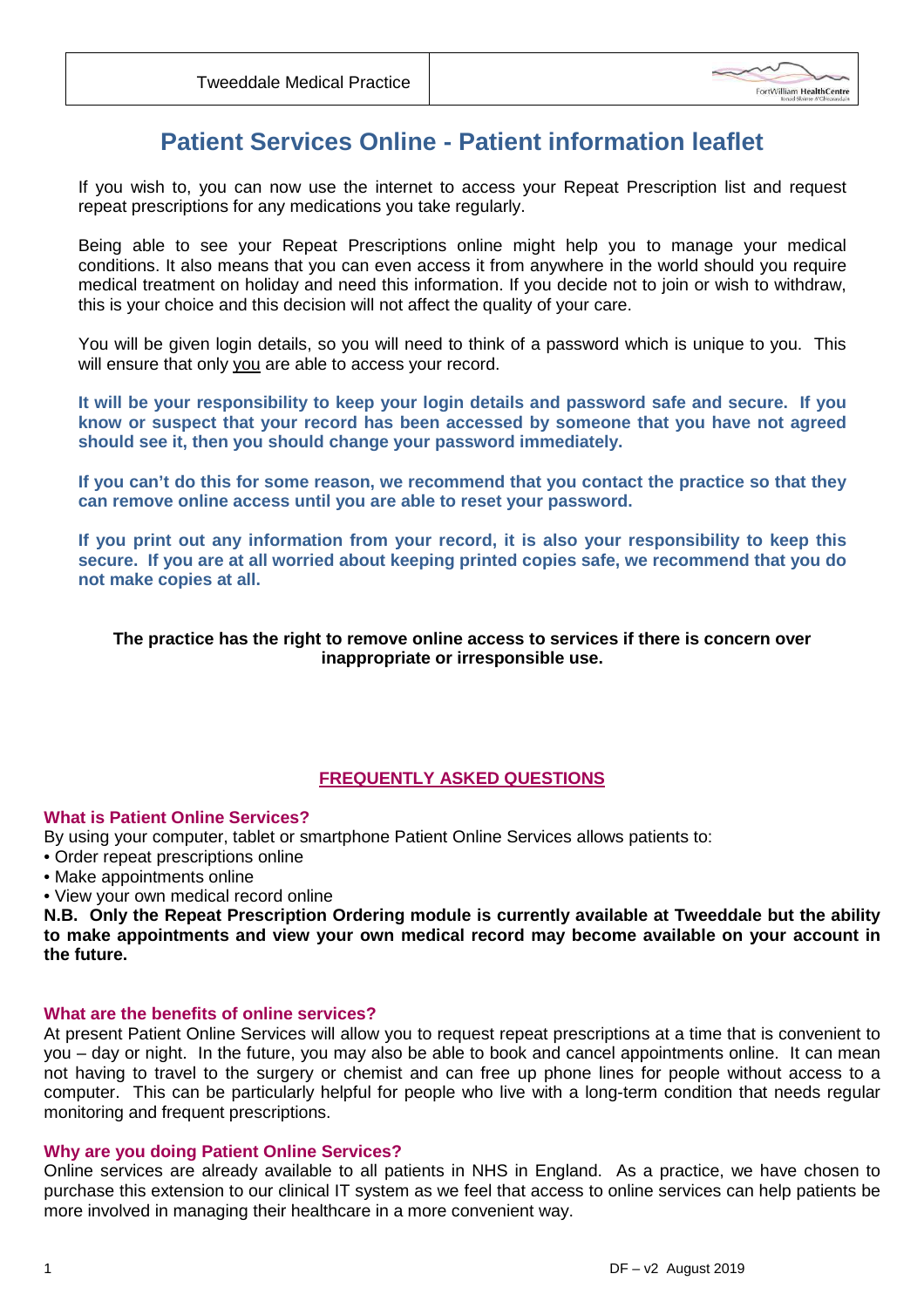Tweeddale Medical Practice

# Patient Services Online - Patient information leaflet

If you wish to, you can now use the internet to access your Repeat Prescription list and request repeat prescriptions for any medications you take regularly.

Being able to see your Repeat Prescriptions online might help you to manage your medical conditions. It also means that you can even access it from anywhere in the world should you require medical treatment on holiday and need this information. If you decide not to join or wish to withdraw, this is your choice and this decision will not affect the quality of your care.

You will be given login details, so you will need to think of a password which is unique to you. This will ensure that only you are able to access your record.

**It will be your responsibility to keep your login details and password safe and secure. If you know or suspect that your record has been accessed by someone that you have not agreed should see it, then you should change your password immediately.**

**If you can't do this for some reason, we recommend that you contact the practice so that they can remove online access until you are able to reset your password.**

**If you print out any information from your record, it is also your responsibility to keep this secure. If you are at all worried about keeping printed copies safe, we recommend that you do not make copies at all.**

**The practice has the right to remove online access to services if there is concern over inappropriate or irresponsible use.**

## FREQUENTLY ASKED QUESTIONS

### What is Patient Online Services?

By using your computer, tablet or smartphone Patient Online Services allows patients to:

- Order repeat prescriptions online
- Make appointments online
- View your own medical record online

**N.B. Only the Repeat Prescription Ordering module is currently available at Tweeddale but the ability to make appointments and view your own medical record may become available on your account in the future.**

### What are the benefits of online services?

At present Patient Online Services will allow you to request repeat prescriptions at a time that is convenient to you – day or night. In the future, you may also be able to book and cancel appointments online. It can mean not having to travel to the surgery or chemist and can free up phone lines for people without access to a computer. This can be particularly helpful for people who live with a long-term condition that needs regular monitoring and frequent prescriptions.

### Why are you doing Patient Online Services?

Online services are already available to all patients in NHS in England. As a practice, we have chosen to purchase this extension to our clinical IT system as we feel that access to online services can help patients be more involved in managing their healthcare in a more convenient way.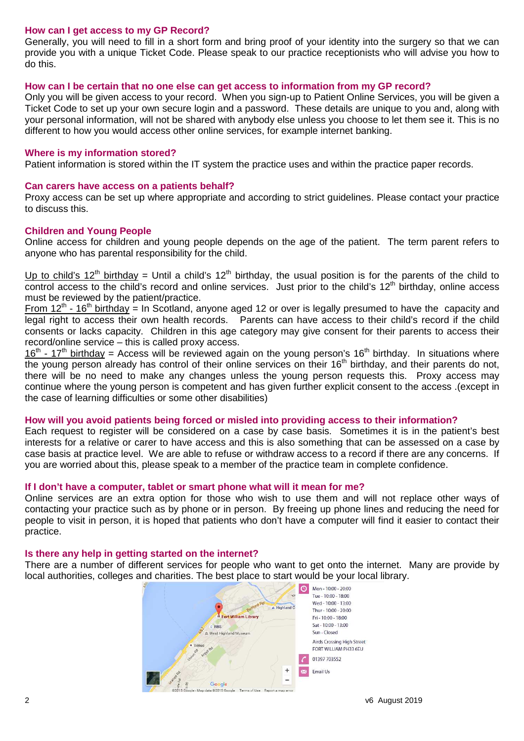### How can I get access to my GP Record?

Generally, you will need to fill in a short form and bring proof of your identity into the surgery so that we can provide you with a unique Ticket Code. Please speak to our practice receptionists who will advise you how to do this.

### How can I be certain that no one else can get access to information from my GP record?

Only you will be given access to your record. When you sign-up to Patient Online Services, you will be given a Ticket Code to set up your own secure login and a password. These details are unique to you and, along with your personal information, will not be shared with anybody else unless you choose to let them see it. This is no different to how you would access other online services, for example internet banking.

### Where is my information stored?

Patient information is stored within the IT system the practice uses and within the practice paper records.

### Can carers have access on a patients behalf?

Proxy access can be set up where appropriate and according to strict guidelines. Please contact your practice to discuss this.

### Children and Young People

Online access for children and young people depends on the age of the patient. The term parent refers to anyone who has parental responsibility for the child.

Up to child's 12th birthday = Until a child's 12th birthday, the usual position is for the parents of the child to control access to the child's record and online services. Just prior to the child's 12th birthday, online access must be reviewed by the patient/practice.

From 12th - 16th birthday = In Scotland, anyone aged 12 or over is legally presumed to have the capacity and legal right to access their own health records. Parents can have access to their child's record if the child consents or lacks capacity. Children in this age category may give consent for their parents to access their record/online service – this is called proxy access.

16th - 17th birthday = Access will be reviewed again on the young person's 16th birthday. In situations where the young person already has control of their online services on their 16th birthday, and their parents do not, there will be no need to make any changes unless the young person requests this. Proxy access may continue where the young person is competent and has given further explicit consent to the access .(except in the case of learning difficulties or some other disabilities)

### How will you avoid patients being forced or misled into providing access to their information?

Each request to register will be considered on a case by case basis. Sometimes it is in the patient's best interests for a relative or carer to have access and this is also something that can be assessed on a case by case basis at practice level. We are able to refuse or withdraw access to a record if there are any concerns. If you are worried about this, please speak to a member of the practice team in complete confidence.

### If I don't have a computer, tablet or smart phone what will it mean for me?

Online services are an extra option for those who wish to use them and will not replace other ways of contacting your practice such as by phone or in person. By freeing up phone lines and reducing the need for people to visit in person, it is hoped that patients who don't have a computer will find it easier to contact their practice.

### Is there any help in getting started on the internet?

There are a number of different services for people who want to get onto the internet. Many are provide by local authorities, colleges and charities. The best place to start would be your local library.

Fort William Library

Mon - 10:00 - 20:00
Tue - 10:00 - 18:00
Wed - 10:00 - 13:00
Thur - 10:00 - 20:00
Fri - 10:00 - 18:00
Sat - 10:00 - 13:00
Sun - Closed

Airds Crossing High Street
FORT WILLIAM PH33 6EU

01397 703552

Email Us

v6 August 2019